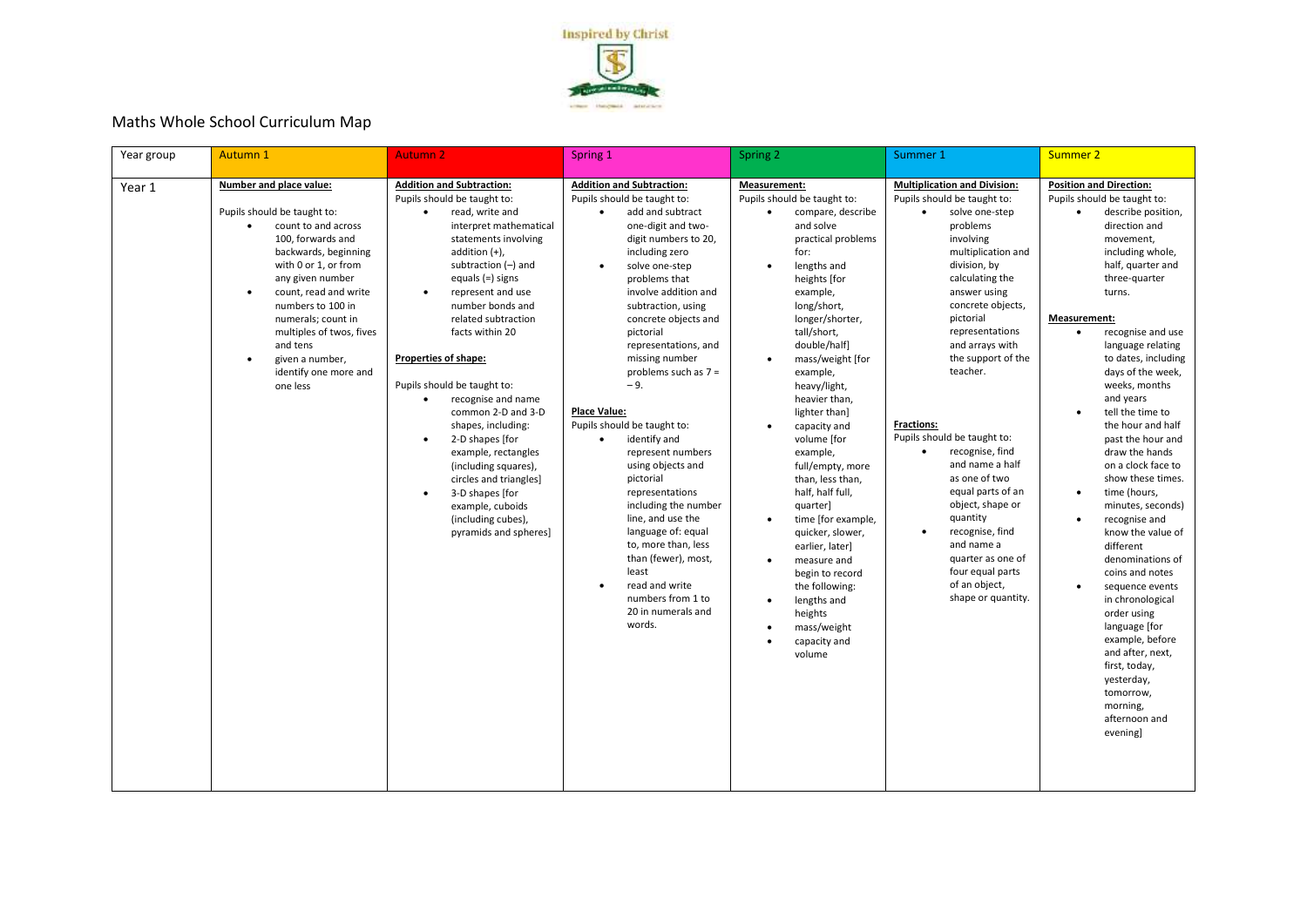Inspired by Christ

# Maths Whole School Curriculum Map

| Year group | Autumn 1 | Autumn 2 | Spring 1 | Spring 2 | Summer 1 | Summer 2 |
|---|---|---|---|---|---|---|
| Year 1 | **Number and place value:**<br><br>Pupils should be taught to:<br>• count to and across 100, forwards and backwards, beginning with 0 or 1, or from any given number<br>• count, read and write numbers to 100 in numerals; count in multiples of twos, fives and tens<br>• given a number, identify one more and one less | **Addition and Subtraction:**<br>Pupils should be taught to:<br>• read, write and interpret mathematical statements involving addition (+), subtraction (–) and equals (=) signs<br>• represent and use number bonds and related subtraction facts within 20<br><br>**Properties of shape:**<br><br>Pupils should be taught to:<br>• recognise and name common 2-D and 3-D shapes, including:<br>• 2-D shapes [for example, rectangles (including squares), circles and triangles]<br>• 3-D shapes [for example, cuboids (including cubes), pyramids and spheres] | **Addition and Subtraction:**<br>Pupils should be taught to:<br>• add and subtract one-digit and two-digit numbers to 20, including zero<br>• solve one-step problems that involve addition and subtraction, using concrete objects and pictorial representations, and missing number problems such as $7 = - 9$.<br><br>**Place Value:**<br>Pupils should be taught to:<br>• identify and represent numbers using objects and pictorial representations including the number line, and use the language of: equal to, more than, less than (fewer), most, least<br>• read and write numbers from 1 to 20 in numerals and words. | **Measurement:**<br>Pupils should be taught to:<br>• compare, describe and solve practical problems for:<br>• lengths and heights [for example, long/short, longer/shorter, tall/short, double/half]<br>• mass/weight [for example, heavy/light, heavier than, lighter than]<br>• capacity and volume [for example, full/empty, more than, less than, half, half full, quarter]<br>• time [for example, quicker, slower, earlier, later]<br>• measure and begin to record the following:<br>• lengths and heights<br>• mass/weight<br>• capacity and volume | **Multiplication and Division:**<br>Pupils should be taught to:<br>• solve one-step problems involving multiplication and division, by calculating the answer using concrete objects, pictorial representations and arrays with the support of the teacher.<br><br>**Fractions:**<br>Pupils should be taught to:<br>• recognise, find and name a half as one of two equal parts of an object, shape or quantity<br>• recognise, find and name a quarter as one of four equal parts of an object, shape or quantity. | **Position and Direction:**<br>Pupils should be taught to:<br>• describe position, direction and movement, including whole, half, quarter and three-quarter turns.<br><br>**Measurement:**<br>• recognise and use language relating to dates, including days of the week, weeks, months and years<br>• tell the time to the hour and half past the hour and draw the hands on a clock face to show these times.<br>• time (hours, minutes, seconds)<br>• recognise and know the value of different denominations of coins and notes<br>• sequence events in chronological order using language [for example, before and after, next, first, today, yesterday, tomorrow, morning, afternoon and evening] |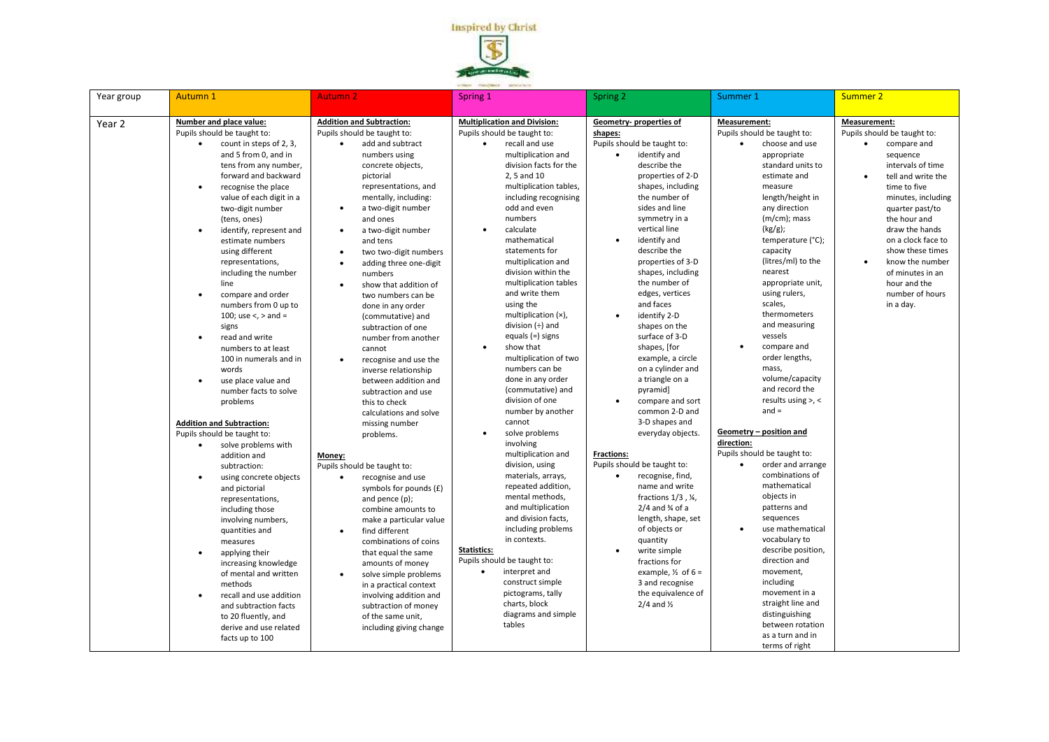Inspired by Christ

| Year group | Autumn 1 | Autumn 2 | Spring 1 | Spring 2 | Summer 1 | Summer 2 |
|---|---|---|---|---|---|---|
| Year 2 | **Number and place value:**<br>Pupils should be taught to:<br>• count in steps of 2, 3, and 5 from 0, and in tens from any number, forward and backward<br>• recognise the place value of each digit in a two-digit number (tens, ones)<br>• identify, represent and estimate numbers using different representations, including the number line<br>• compare and order numbers from 0 up to 100; use <, > and = signs<br>• read and write numbers to at least 100 in numerals and in words<br>• use place value and number facts to solve problems<br><br>**Addition and Subtraction:**<br>Pupils should be taught to:<br>• solve problems with addition and subtraction:<br>• using concrete objects and pictorial representations, including those involving numbers, quantities and measures<br>• applying their increasing knowledge of mental and written methods<br>• recall and use addition and subtraction facts to 20 fluently, and derive and use related facts up to 100 | **Addition and Subtraction:**<br>Pupils should be taught to:<br>• add and subtract numbers using concrete objects, pictorial representations, and mentally, including:<br>• a two-digit number and ones<br>• a two-digit number and tens<br>• two two-digit numbers<br>• adding three one-digit numbers<br>• show that addition of two numbers can be done in any order (commutative) and subtraction of one number from another cannot<br>• recognise and use the inverse relationship between addition and subtraction and use this to check calculations and solve missing number problems.<br><br>**Money:**<br>Pupils should be taught to:<br>• recognise and use symbols for pounds (£) and pence (p); combine amounts to make a particular value<br>• find different combinations of coins that equal the same amounts of money<br>• solve simple problems in a practical context involving addition and subtraction of money of the same unit, including giving change | **Multiplication and Division:**<br>Pupils should be taught to:<br>• recall and use multiplication and division facts for the 2, 5 and 10 multiplication tables, including recognising odd and even numbers<br>• calculate mathematical statements for multiplication and division within the multiplication tables and write them using the multiplication (×), division (÷) and equals (=) signs<br>• show that multiplication of two numbers can be done in any order (commutative) and division of one number by another cannot<br>• solve problems involving multiplication and division, using materials, arrays, repeated addition, mental methods, and multiplication and division facts, including problems in contexts.<br><br>**Statistics:**<br>Pupils should be taught to:<br>• interpret and construct simple pictograms, tally charts, block diagrams and simple tables | **Geometry- properties of shapes:**<br>Pupils should be taught to:<br>• identify and describe the properties of 2-D shapes, including the number of sides and line symmetry in a vertical line<br>• identify and describe the properties of 3-D shapes, including the number of edges, vertices and faces<br>• identify 2-D shapes on the surface of 3-D shapes, [for example, a circle on a cylinder and a triangle on a pyramid]<br>• compare and sort common 2-D and 3-D shapes and everyday objects.<br><br>**Fractions:**<br>Pupils should be taught to:<br>• recognise, find, name and write fractions 1/3 , ¼, 2/4 and ¾ of a length, shape, set of objects or quantity<br>• write simple fractions for example, ½ of 6 = 3 and recognise the equivalence of 2/4 and ½ | **Measurement:**<br>Pupils should be taught to:<br>• choose and use appropriate standard units to estimate and measure length/height in any direction (m/cm); mass (kg/g); temperature (°C); capacity (litres/ml) to the nearest appropriate unit, using rulers, scales, thermometers and measuring vessels<br>• compare and order lengths, mass, volume/capacity and record the results using >, < and =<br><br>**Geometry – position and direction:**<br>Pupils should be taught to:<br>• order and arrange combinations of mathematical objects in patterns and sequences<br>• use mathematical vocabulary to describe position, direction and movement, including movement in a straight line and distinguishing between rotation as a turn and in terms of right | **Measurement:**<br>Pupils should be taught to:<br>• compare and sequence intervals of time<br>• tell and write the time to five minutes, including quarter past/to the hour and draw the hands on a clock face to show these times<br>• know the number of minutes in an hour and the number of hours in a day. |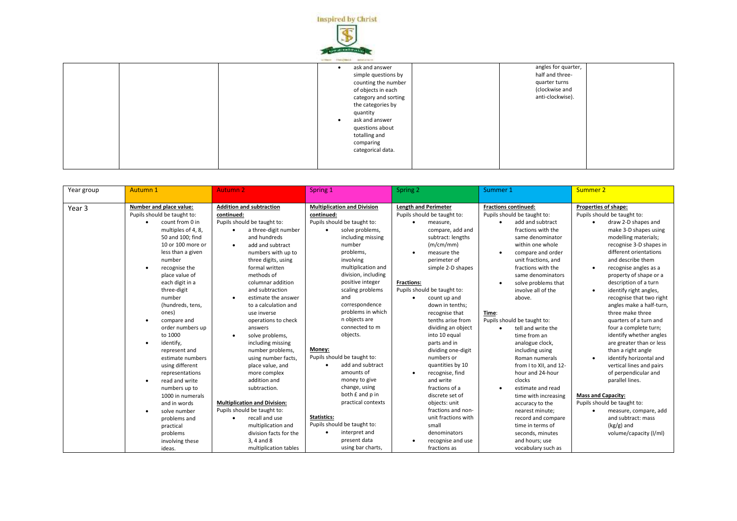| | | | | | | |
|---|---|---|---|---|---|---|
| | | | • ask and answer simple questions by counting the number of objects in each category and sorting the categories by quantity<br>• ask and answer questions about totalling and comparing categorical data. | | angles for quarter, half and three-quarter turns (clockwise and anti-clockwise). | |

| Year group | Autumn 1 | Autumn 2 | Spring 1 | Spring 2 | Summer 1 | Summer 2 |
|---|---|---|---|---|---|---|
| Year 3 | **Number and place value:**<br>Pupils should be taught to:<br>• count from 0 in multiples of 4, 8, 50 and 100; find 10 or 100 more or less than a given number<br>• recognise the place value of each digit in a three-digit number (hundreds, tens, ones)<br>• compare and order numbers up to 1000<br>• identify, represent and estimate numbers using different representations<br>• read and write numbers up to 1000 in numerals and in words<br>• solve number problems and practical problems involving these ideas. | **Addition and subtraction continued:**<br>Pupils should be taught to:<br>• a three-digit number and hundreds<br>• add and subtract numbers with up to three digits, using formal written methods of columnar addition and subtraction<br>• estimate the answer to a calculation and use inverse operations to check answers<br>• solve problems, including missing number problems, using number facts, place value, and more complex addition and subtraction.<br><br>**Multiplication and Division:**<br>Pupils should be taught to:<br>• recall and use multiplication and division facts for the 3, 4 and 8 multiplication tables | **Multiplication and Division continued:**<br>Pupils should be taught to:<br>• solve problems, including missing number problems, involving multiplication and division, including positive integer scaling problems and correspondence problems in which n objects are connected to m objects.<br><br>**Money:**<br>Pupils should be taught to:<br>• add and subtract amounts of money to give change, using both £ and p in practical contexts<br><br>**Statistics:**<br>Pupils should be taught to:<br>• interpret and present data using bar charts, | **Length and Perimeter**<br>Pupils should be taught to:<br>• measure, compare, add and subtract: lengths (m/cm/mm)<br>• measure the perimeter of simple 2-D shapes<br><br>**Fractions:**<br>Pupils should be taught to:<br>• count up and down in tenths; recognise that tenths arise from dividing an object into 10 equal parts and in dividing one-digit numbers or quantities by 10<br>• recognise, find and write fractions of a discrete set of objects: unit fractions and non-unit fractions with small denominators<br>• recognise and use fractions as | **Fractions continued:**<br>Pupils should be taught to:<br>• add and subtract fractions with the same denominator within one whole<br>• compare and order unit fractions, and fractions with the same denominators<br>• solve problems that involve all of the above.<br><br>**Time:**<br>Pupils should be taught to:<br>• tell and write the time from an analogue clock, including using Roman numerals from I to XII, and 12-hour and 24-hour clocks<br>• estimate and read time with increasing accuracy to the nearest minute; record and compare time in terms of seconds, minutes and hours; use vocabulary such as | **Properties of shape:**<br>Pupils should be taught to:<br>• draw 2-D shapes and make 3-D shapes using modelling materials; recognise 3-D shapes in different orientations and describe them<br>• recognise angles as a property of shape or a description of a turn<br>• identify right angles, recognise that two right angles make a half-turn, three make three quarters of a turn and four a complete turn; identify whether angles are greater than or less than a right angle<br>• identify horizontal and vertical lines and pairs of perpendicular and parallel lines.<br><br>**Mass and Capacity:**<br>Pupils should be taught to:<br>• measure, compare, add and subtract: mass (kg/g) and volume/capacity (l/ml) |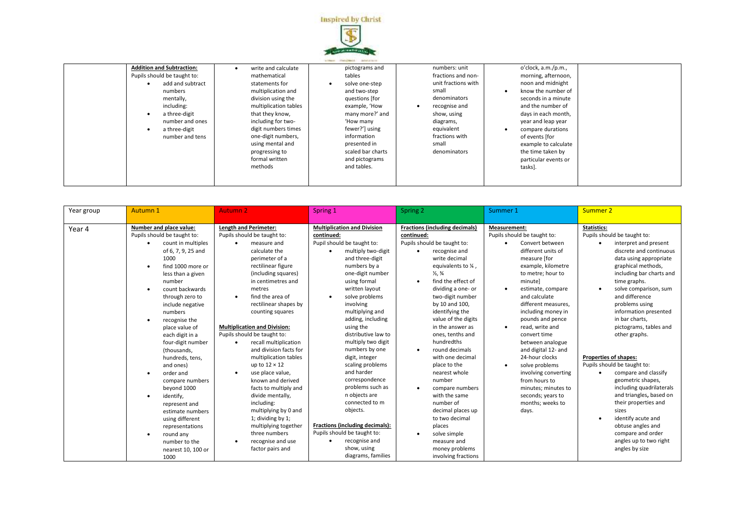| | | | | | | |
|---|---|---|---|---|---|---|
| | **Addition and Subtraction:** Pupils should be taught to: <br>• add and subtract numbers mentally, including: <br>• a three-digit number and ones <br>• a three-digit number and tens | • write and calculate mathematical statements for multiplication and division using the multiplication tables that they know, including for two-digit numbers times one-digit numbers, using mental and progressing to formal written methods | pictograms and tables <br>• solve one-step and two-step questions [for example, 'How many more?' and 'How many fewer?'] using information presented in scaled bar charts and pictograms and tables. | numbers: unit fractions and non-unit fractions with small denominators <br>• recognise and show, using diagrams, equivalent fractions with small denominators | o'clock, a.m./p.m., morning, afternoon, noon and midnight <br>• know the number of seconds in a minute and the number of days in each month, year and leap year <br>• compare durations of events [for example to calculate the time taken by particular events or tasks]. | |

| Year group | Autumn 1 | Autumn 2 | Spring 1 | Spring 2 | Summer 1 | Summer 2 |
|---|---|---|---|---|---|---|
| Year 4 | **Number and place value:** Pupils should be taught to: <br>• count in multiples of 6, 7, 9, 25 and 1000 <br>• find 1000 more or less than a given number <br>• count backwards through zero to include negative numbers <br>• recognise the place value of each digit in a four-digit number (thousands, hundreds, tens, and ones) <br>• order and compare numbers beyond 1000 <br>• identify, represent and estimate numbers using different representations <br>• round any number to the nearest 10, 100 or 1000 | **Length and Perimeter:** Pupils should be taught to: <br>• measure and calculate the perimeter of a rectilinear figure (including squares) in centimetres and metres <br>• find the area of rectilinear shapes by counting squares <br><br>**Multiplication and Division:** Pupils should be taught to: <br>• recall multiplication and division facts for multiplication tables up to 12 × 12 <br>• use place value, known and derived facts to multiply and divide mentally, including: multiplying by 0 and 1; dividing by 1; multiplying together three numbers <br>• recognise and use factor pairs and | **Multiplication and Division continued:** Pupil should be taught to: <br>• multiply two-digit and three-digit numbers by a one-digit number using formal written layout <br>• solve problems involving multiplying and adding, including using the distributive law to multiply two digit numbers by one digit, integer scaling problems and harder correspondence problems such as n objects are connected to m objects. <br><br>**Fractions (including decimals):** Pupils should be taught to: <br>• recognise and show, using diagrams, families | **Fractions (including decimals) continued:** Pupils should be taught to: <br>• recognise and write decimal equivalents to ¼, ½, ¾ <br>• find the effect of dividing a one- or two-digit number by 10 and 100, identifying the value of the digits in the answer as ones, tenths and hundredths <br>• round decimals with one decimal place to the nearest whole number <br>• compare numbers with the same number of decimal places up to two decimal places <br>• solve simple measure and money problems involving fractions | **Measurement:** Pupils should be taught to: <br>• Convert between different units of measure [for example, kilometre to metre; hour to minute] <br>• estimate, compare and calculate different measures, including money in pounds and pence <br>• read, write and convert time between analogue and digital 12- and 24-hour clocks <br>• solve problems involving converting from hours to minutes; minutes to seconds; years to months; weeks to days. | **Statistics:** Pupils should be taught to: <br>• interpret and present discrete and continuous data using appropriate graphical methods, including bar charts and time graphs. <br>• solve comparison, sum and difference problems using information presented in bar charts, pictograms, tables and other graphs. <br><br>**Properties of shapes:** Pupils should be taught to: <br>• compare and classify geometric shapes, including quadrilaterals and triangles, based on their properties and sizes <br>• identify acute and obtuse angles and compare and order angles up to two right angles by size |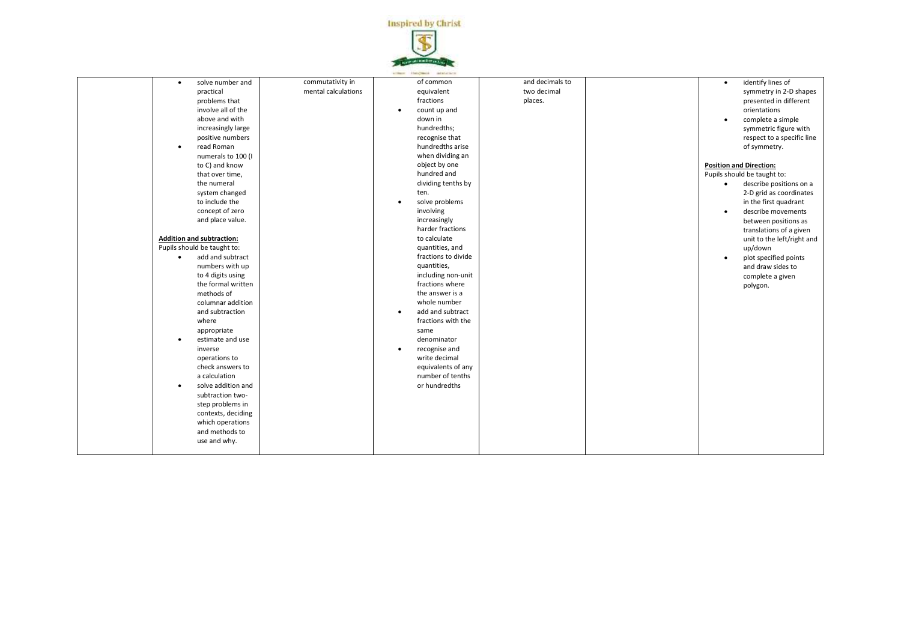| | | | | | | |
|---|---|---|---|---|---|---|
| | • solve number and practical problems that involve all of the above and with increasingly large positive numbers<br>• read Roman numerals to 100 (I to C) and know that over time, the numeral system changed to include the concept of zero and place value.<br><br>**Addition and subtraction:**<br>Pupils should be taught to:<br>• add and subtract numbers with up to 4 digits using the formal written methods of columnar addition and subtraction where appropriate<br>• estimate and use inverse operations to check answers to a calculation<br>• solve addition and subtraction two-step problems in contexts, deciding which operations and methods to use and why. | commutativity in mental calculations | of common equivalent fractions<br>• count up and down in hundredths; recognise that hundredths arise when dividing an object by one hundred and dividing tenths by ten.<br>• solve problems involving increasingly harder fractions to calculate quantities, and fractions to divide quantities, including non-unit fractions where the answer is a whole number<br>• add and subtract fractions with the same denominator<br>• recognise and write decimal equivalents of any number of tenths or hundredths | and decimals to two decimal places. | | • identify lines of symmetry in 2-D shapes presented in different orientations<br>• complete a simple symmetric figure with respect to a specific line of symmetry.<br><br>**Position and Direction:**<br>Pupils should be taught to:<br>• describe positions on a 2-D grid as coordinates in the first quadrant<br>• describe movements between positions as translations of a given unit to the left/right and up/down<br>• plot specified points and draw sides to complete a given polygon. |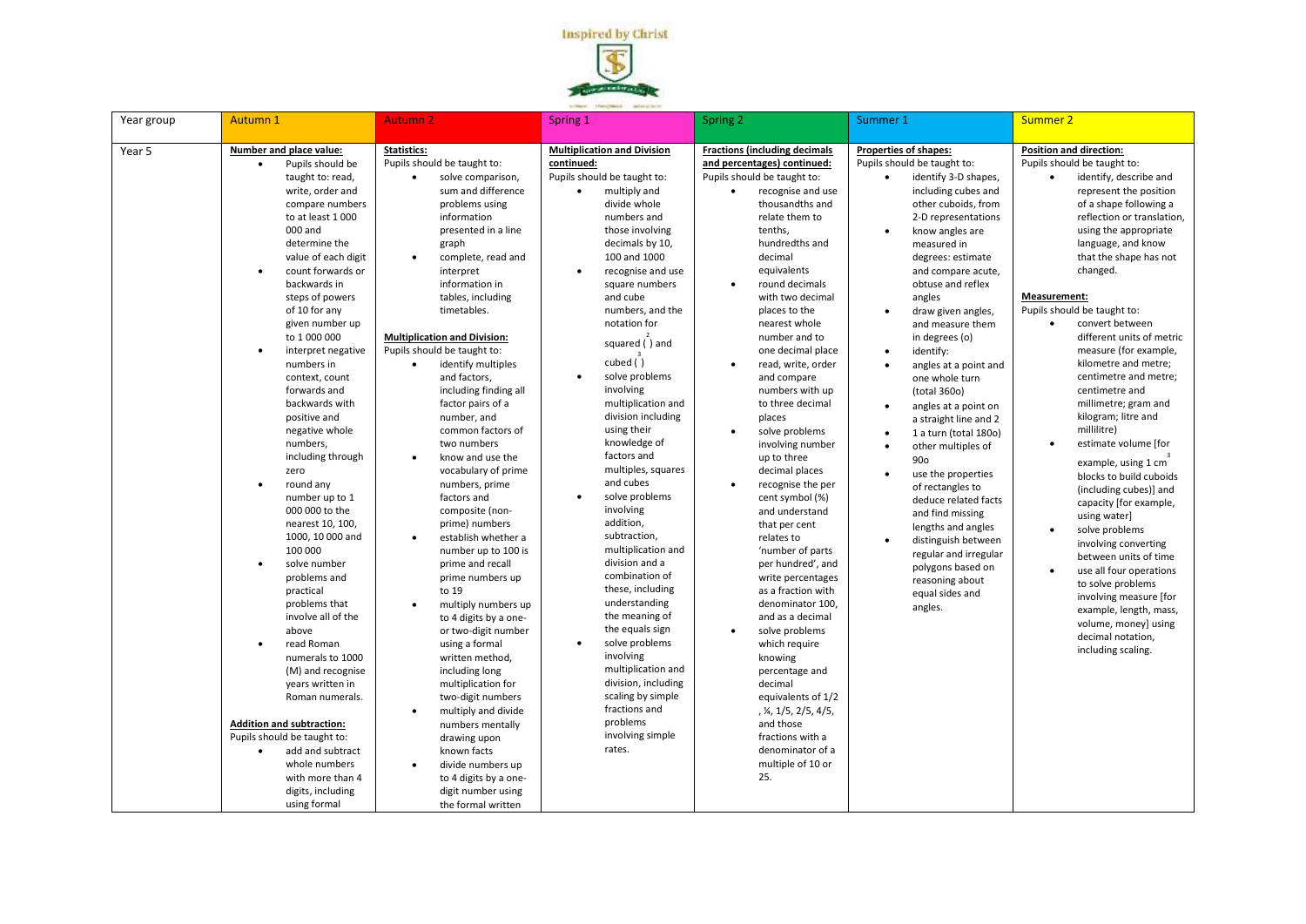Inspired by Christ

| Year group | Autumn 1 | Autumn 2 | Spring 1 | Spring 2 | Summer 1 | Summer 2 |
|---|---|---|---|---|---|---|
| Year 5 | **Number and place value:**<br>• Pupils should be taught to: read, write, order and compare numbers to at least 1 000 000 and determine the value of each digit<br>• count forwards or backwards in steps of powers of 10 for any given number up to 1 000 000<br>• interpret negative numbers in context, count forwards and backwards with positive and negative whole numbers, including through zero<br>• round any number up to 1 000 000 to the nearest 10, 100, 1000, 10 000 and 100 000<br>• solve number problems and practical problems that involve all of the above<br>• read Roman numerals to 1000 (M) and recognise years written in Roman numerals.<br><br>**Addition and subtraction:**<br>Pupils should be taught to:<br>• add and subtract whole numbers with more than 4 digits, including using formal | **Statistics:**<br>Pupils should be taught to:<br>• solve comparison, sum and difference problems using information presented in a line graph<br>• complete, read and interpret information in tables, including timetables.<br><br>**Multiplication and Division:**<br>Pupils should be taught to:<br>• identify multiples and factors, including finding all factor pairs of a number, and common factors of two numbers<br>• know and use the vocabulary of prime numbers, prime factors and composite (non-prime) numbers<br>• establish whether a number up to 100 is prime and recall prime numbers up to 19<br>• multiply numbers up to 4 digits by a one- or two-digit number using a formal written method, including long multiplication for two-digit numbers<br>• multiply and divide numbers mentally drawing upon known facts<br>• divide numbers up to 4 digits by a one-digit number using the formal written | **Multiplication and Division continued:**<br>Pupils should be taught to:<br>• multiply and divide whole numbers and those involving decimals by 10, 100 and 1000<br>• recognise and use square numbers and cube numbers, and the notation for squared ($^2$) and cubed ($^3$)<br>• solve problems involving multiplication and division including using their knowledge of factors and multiples, squares and cubes<br>• solve problems involving addition, subtraction, multiplication and division and a combination of these, including understanding the meaning of the equals sign<br>• solve problems involving multiplication and division, including scaling by simple fractions and problems involving simple rates. | **Fractions (including decimals and percentages) continued:**<br>Pupils should be taught to:<br>• recognise and use thousandths and relate them to tenths, hundredths and decimal equivalents<br>• round decimals with two decimal places to the nearest whole number and to one decimal place<br>• read, write, order and compare numbers with up to three decimal places<br>• solve problems involving number up to three decimal places<br>• recognise the per cent symbol (%) and understand that per cent relates to 'number of parts per hundred', and write percentages as a fraction with denominator 100, and as a decimal<br>• solve problems which require knowing percentage and decimal equivalents of 1/2, ¼, 1/5, 2/5, 4/5, and those fractions with a denominator of a multiple of 10 or 25. | **Properties of shapes:**<br>Pupils should be taught to:<br>• identify 3-D shapes, including cubes and other cuboids, from 2-D representations<br>• know angles are measured in degrees: estimate and compare acute, obtuse and reflex angles<br>• draw given angles, and measure them in degrees (o)<br>• identify:<br>• angles at a point and one whole turn (total 360o)<br>• angles at a point on a straight line and 2<br>• 1 a turn (total 180o)<br>• other multiples of 90o<br>• use the properties of rectangles to deduce related facts and find missing lengths and angles<br>• distinguish between regular and irregular polygons based on reasoning about equal sides and angles. | **Position and direction:**<br>Pupils should be taught to:<br>• identify, describe and represent the position of a shape following a reflection or translation, using the appropriate language, and know that the shape has not changed.<br><br>**Measurement:**<br>Pupils should be taught to:<br>• convert between different units of metric measure (for example, kilometre and metre; centimetre and metre; centimetre and millimetre; gram and kilogram; litre and millilitre)<br>• estimate volume [for example, using 1 $cm^3$ blocks to build cuboids (including cubes)] and capacity [for example, using water]<br>• solve problems involving converting between units of time<br>• use all four operations to solve problems involving measure [for example, length, mass, volume, money] using decimal notation, including scaling. |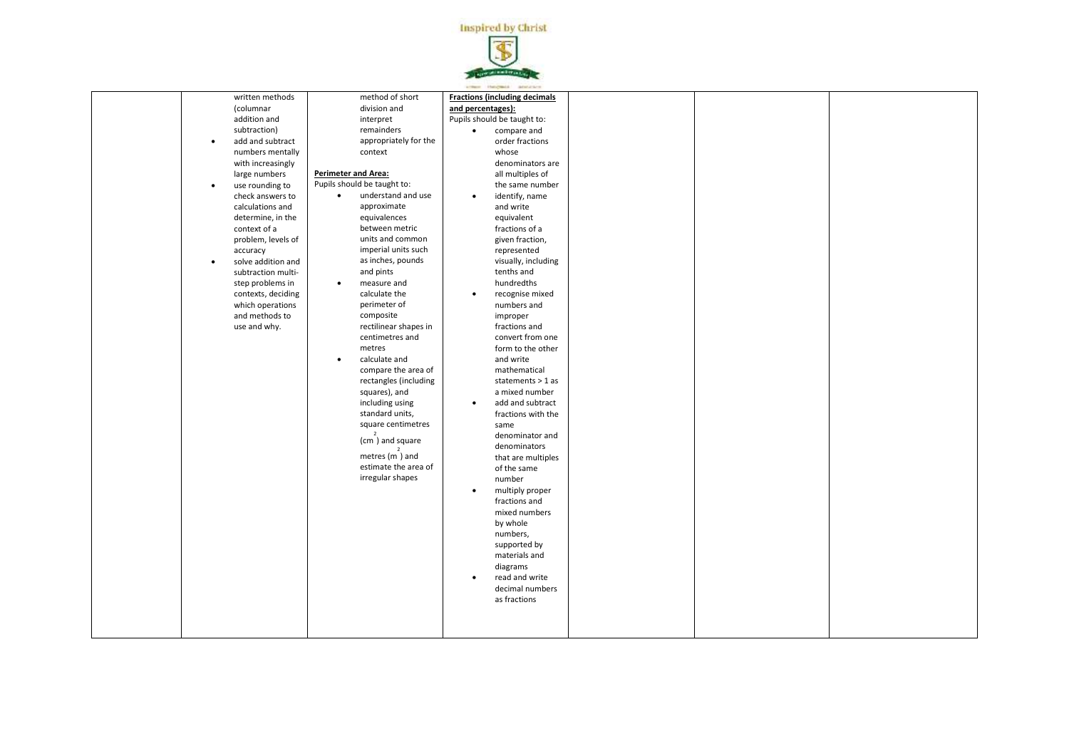| | | | | | | |
|---|---|---|---|---|---|---|
| | written methods (columnar addition and subtraction)<br>• add and subtract numbers mentally with increasingly large numbers<br>• use rounding to check answers to calculations and determine, in the context of a problem, levels of accuracy<br>• solve addition and subtraction multi-step problems in contexts, deciding which operations and methods to use and why. | method of short division and interpret remainders appropriately for the context<br><br>**Perimeter and Area:**<br>Pupils should be taught to:<br>• understand and use approximate equivalences between metric units and common imperial units such as inches, pounds and pints<br>• measure and calculate the perimeter of composite rectilinear shapes in centimetres and metres<br>• calculate and compare the area of rectangles (including squares), and including using standard units, square centimetres ($cm^2$) and square metres ($m^2$) and estimate the area of irregular shapes | **Fractions (including decimals and percentages):**<br>Pupils should be taught to:<br>• compare and order fractions whose denominators are all multiples of the same number<br>• identify, name and write equivalent fractions of a given fraction, represented visually, including tenths and hundredths<br>• recognise mixed numbers and improper fractions and convert from one form to the other and write mathematical statements > 1 as a mixed number<br>• add and subtract fractions with the same denominator and denominators that are multiples of the same number<br>• multiply proper fractions and mixed numbers by whole numbers, supported by materials and diagrams<br>• read and write decimal numbers as fractions | | | |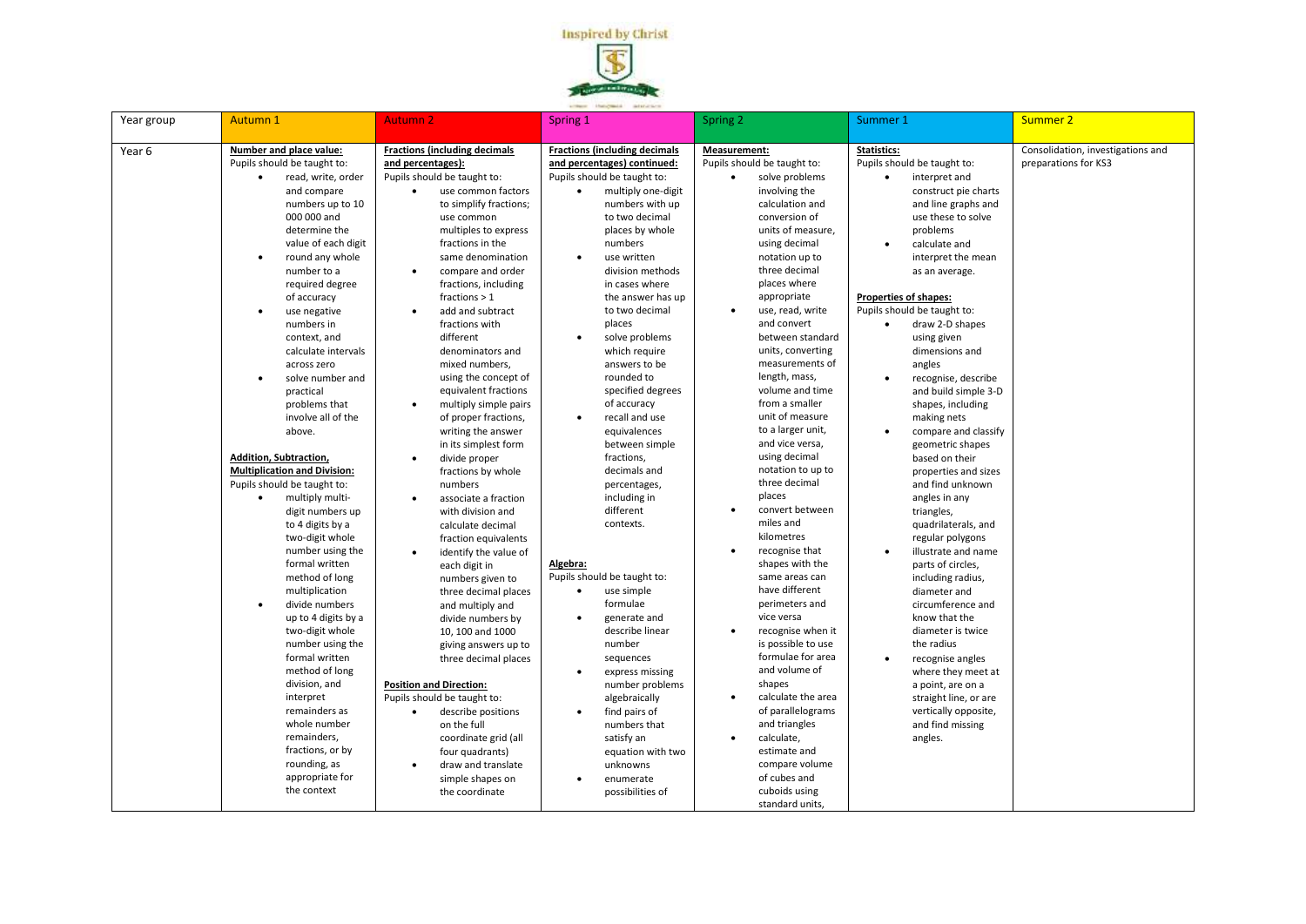Inspired by Christ

| Year group | Autumn 1 | Autumn 2 | Spring 1 | Spring 2 | Summer 1 | Summer 2 |
|---|---|---|---|---|---|---|
| Year 6 | **Number and place value:**<br>Pupils should be taught to:<br>• read, write, order and compare numbers up to 10 000 000 and determine the value of each digit<br>• round any whole number to a required degree of accuracy<br>• use negative numbers in context, and calculate intervals across zero<br>• solve number and practical problems that involve all of the above.<br><br>**Addition, Subtraction, Multiplication and Division:**<br>Pupils should be taught to:<br>• multiply multi-digit numbers up to 4 digits by a two-digit whole number using the formal written method of long multiplication<br>• divide numbers up to 4 digits by a two-digit whole number using the formal written method of long division, and interpret remainders as whole number remainders, fractions, or by rounding, as appropriate for the context | **Fractions (including decimals and percentages):**<br>Pupils should be taught to:<br>• use common factors to simplify fractions; use common multiples to express fractions in the same denomination<br>• compare and order fractions, including fractions > 1<br>• add and subtract fractions with different denominators and mixed numbers, using the concept of equivalent fractions<br>• multiply simple pairs of proper fractions, writing the answer in its simplest form<br>• divide proper fractions by whole numbers<br>• associate a fraction with division and calculate decimal fraction equivalents<br>• identify the value of each digit in numbers given to three decimal places and multiply and divide numbers by 10, 100 and 1000 giving answers up to three decimal places<br><br>**Position and Direction:**<br>Pupils should be taught to:<br>• describe positions on the full coordinate grid (all four quadrants)<br>• draw and translate simple shapes on the coordinate | **Fractions (including decimals and percentages) continued:**<br>Pupils should be taught to:<br>• multiply one-digit numbers with up to two decimal places by whole numbers<br>• use written division methods in cases where the answer has up to two decimal places<br>• solve problems which require answers to be rounded to specified degrees of accuracy<br>• recall and use equivalences between simple fractions, decimals and percentages, including in different contexts.<br><br>**Algebra:**<br>Pupils should be taught to:<br>• use simple formulae<br>• generate and describe linear number sequences<br>• express missing number problems algebraically<br>• find pairs of numbers that satisfy an equation with two unknowns<br>• enumerate possibilities of | **Measurement:**<br>Pupils should be taught to:<br>• solve problems involving the calculation and conversion of units of measure, using decimal notation up to three decimal places where appropriate<br>• use, read, write and convert between standard units, converting measurements of length, mass, volume and time from a smaller unit of measure to a larger unit, and vice versa, using decimal notation to up to three decimal places<br>• convert between miles and kilometres<br>• recognise that shapes with the same areas can have different perimeters and vice versa<br>• recognise when it is possible to use formulae for area and volume of shapes<br>• calculate the area of parallelograms and triangles<br>• calculate, estimate and compare volume of cubes and cuboids using standard units, | **Statistics:**<br>Pupils should be taught to:<br>• interpret and construct pie charts and line graphs and use these to solve problems<br>• calculate and interpret the mean as an average.<br><br>**Properties of shapes:**<br>Pupils should be taught to:<br>• draw 2-D shapes using given dimensions and angles<br>• recognise, describe and build simple 3-D shapes, including making nets<br>• compare and classify geometric shapes based on their properties and sizes and find unknown angles in any triangles, quadrilaterals, and regular polygons<br>• illustrate and name parts of circles, including radius, diameter and circumference and know that the diameter is twice the radius<br>• recognise angles where they meet at a point, are on a straight line, or are vertically opposite, and find missing angles. | Consolidation, investigations and preparations for KS3 |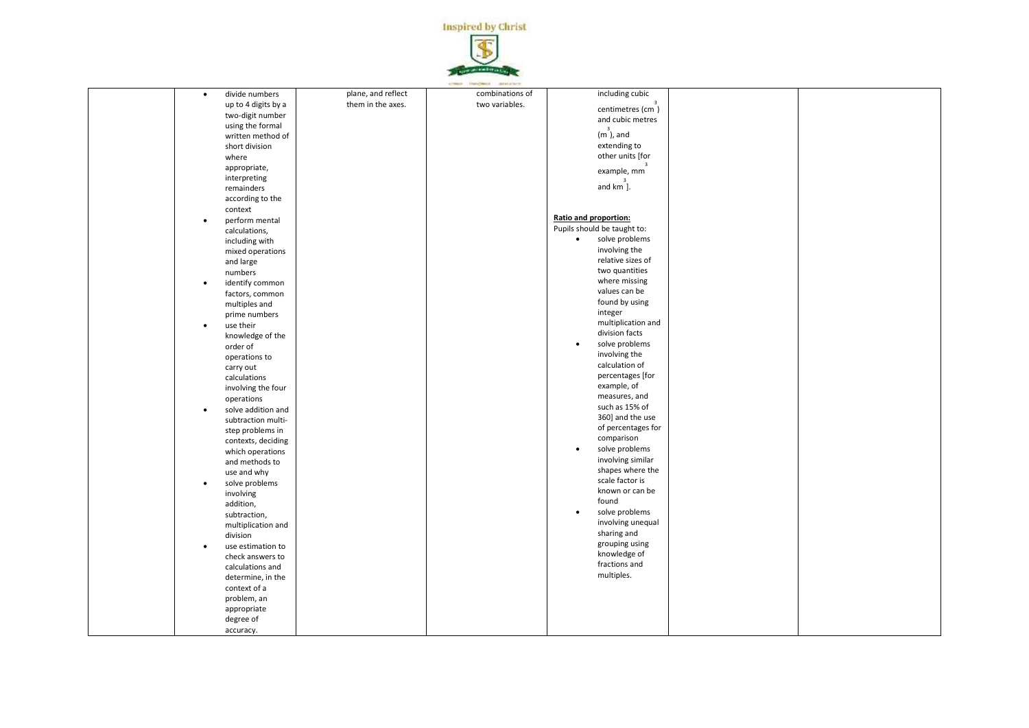Inspired by Christ

| | | | | | | |
|---|---|---|---|---|---|---|
| | <ul><li>divide numbers up to 4 digits by a two-digit number using the formal written method of short division where appropriate, interpreting remainders according to the context</li><li>perform mental calculations, including with mixed operations and large numbers</li><li>identify common factors, common multiples and prime numbers</li><li>use their knowledge of the order of operations to carry out calculations involving the four operations</li><li>solve addition and subtraction multi-step problems in contexts, deciding which operations and methods to use and why</li><li>solve problems involving addition, subtraction, multiplication and division</li><li>use estimation to check answers to calculations and determine, in the context of a problem, an appropriate degree of accuracy.</li></ul> | plane, and reflect them in the axes. | combinations of two variables. | including cubic centimetres ($cm^3$) and cubic metres ($m^3$), and extending to other units [for example, $mm^3$ and $km^3$].<br><br>**Ratio and proportion:**<br>Pupils should be taught to:<ul><li>solve problems involving the relative sizes of two quantities where missing values can be found by using integer multiplication and division facts</li><li>solve problems involving the calculation of percentages [for example, of measures, and such as 15% of 360] and the use of percentages for comparison</li><li>solve problems involving similar shapes where the scale factor is known or can be found</li><li>solve problems involving unequal sharing and grouping using knowledge of fractions and multiples.</li></ul> | | |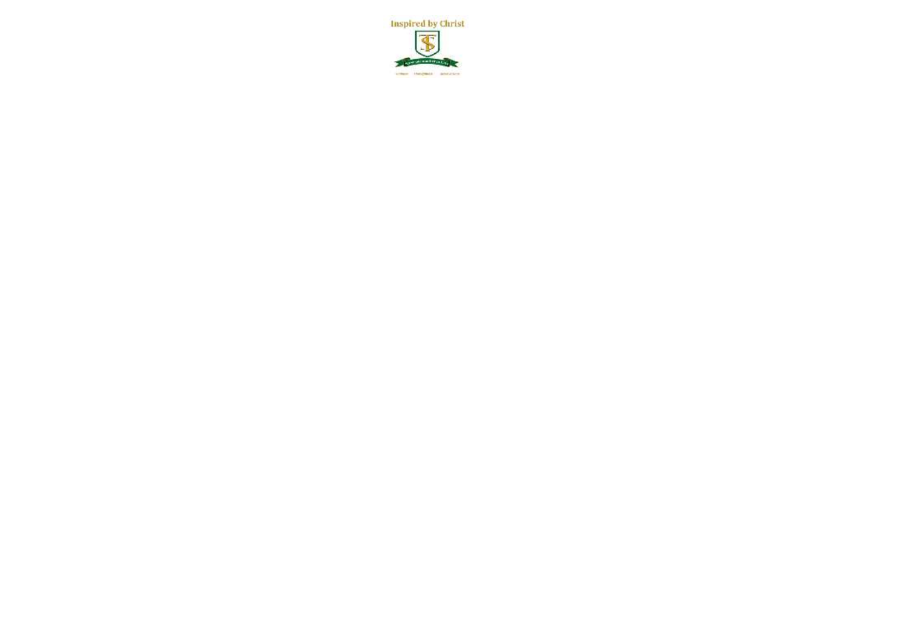Inspired by Christ